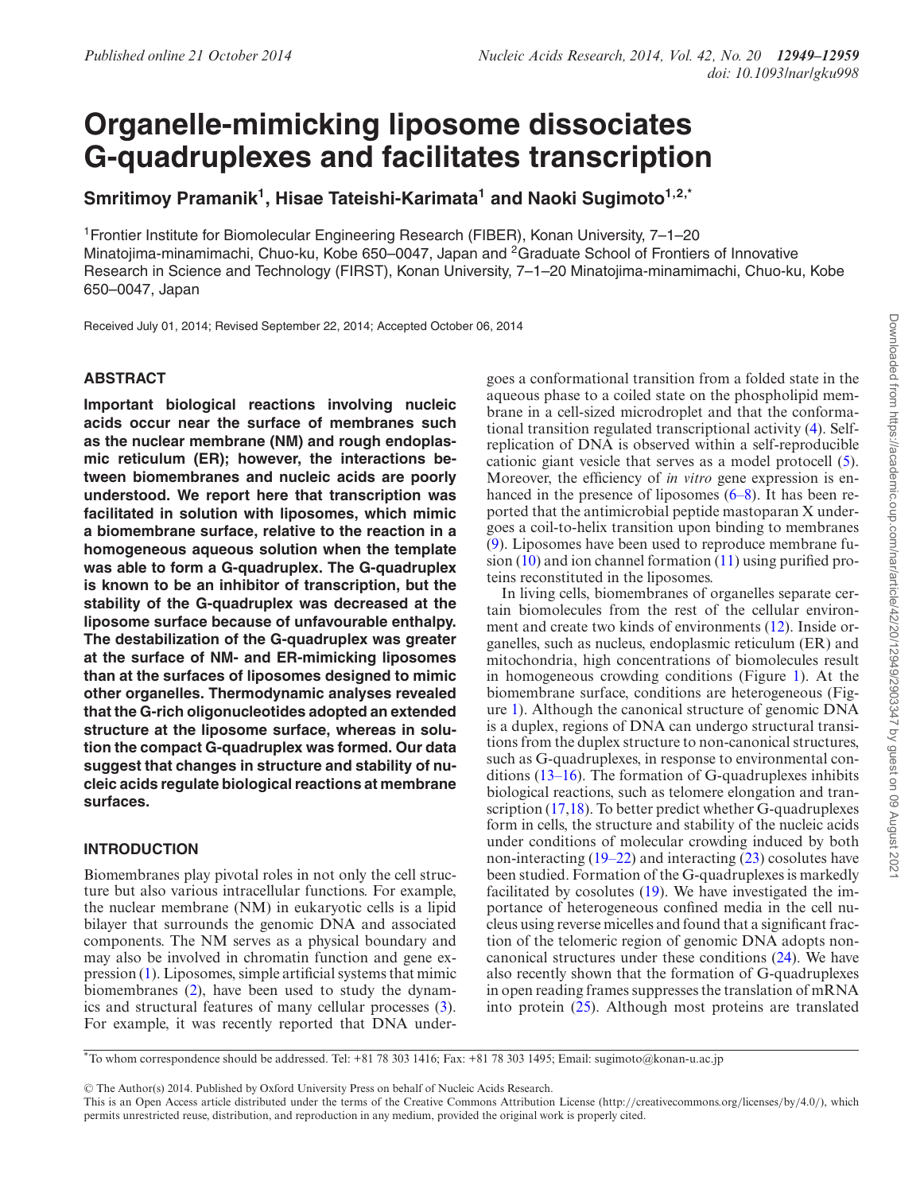# Organelle-mimicking liposome dissociates G-quadruplexes and facilitates transcription

**Smritimoy Pramanik[1], Hisae Tateishi-Karimata[1] and Naoki Sugimoto[1,2,*]**

[1]Frontier Institute for Biomolecular Engineering Research (FIBER), Konan University, 7–1–20 Minatojima-minamimachi, Chuo-ku, Kobe 650–0047, Japan and [2]Graduate School of Frontiers of Innovative Research in Science and Technology (FIRST), Konan University, 7–1–20 Minatojima-minamimachi, Chuo-ku, Kobe 650–0047, Japan

Received July 01, 2014; Revised September 22, 2014; Accepted October 06, 2014

## ABSTRACT

**Important biological reactions involving nucleic acids occur near the surface of membranes such as the nuclear membrane (NM) and rough endoplasmic reticulum (ER); however, the interactions between biomembranes and nucleic acids are poorly understood. We report here that transcription was facilitated in solution with liposomes, which mimic a biomembrane surface, relative to the reaction in a homogeneous aqueous solution when the template was able to form a G-quadruplex. The G-quadruplex is known to be an inhibitor of transcription, but the stability of the G-quadruplex was decreased at the liposome surface because of unfavourable enthalpy. The destabilization of the G-quadruplex was greater at the surface of NM- and ER-mimicking liposomes than at the surfaces of liposomes designed to mimic other organelles. Thermodynamic analyses revealed that the G-rich oligonucleotides adopted an extended structure at the liposome surface, whereas in solution the compact G-quadruplex was formed. Our data suggest that changes in structure and stability of nucleic acids regulate biological reactions at membrane surfaces.**

## INTRODUCTION

Biomembranes play pivotal roles in not only the cell structure but also various intracellular functions. For example, the nuclear membrane (NM) in eukaryotic cells is a lipid bilayer that surrounds the genomic DNA and associated components. The NM serves as a physical boundary and may also be involved in chromatin function and gene expression (1). Liposomes, simple artificial systems that mimic biomembranes (2), have been used to study the dynamics and structural features of many cellular processes (3). For example, it was recently reported that DNA undergoes a conformational transition from a folded state in the aqueous phase to a coiled state on the phospholipid membrane in a cell-sized microdroplet and that the conformational transition regulated transcriptional activity (4). Self-replication of DNA is observed within a self-reproducible cationic giant vesicle that serves as a model protocell (5). Moreover, the efficiency of *in vitro* gene expression is enhanced in the presence of liposomes (6–8). It has been reported that the antimicrobial peptide mastoparan X undergoes a coil-to-helix transition upon binding to membranes (9). Liposomes have been used to reproduce membrane fusion (10) and ion channel formation (11) using purified proteins reconstituted in the liposomes.

In living cells, biomembranes of organelles separate certain biomolecules from the rest of the cellular environment and create two kinds of environments (12). Inside organelles, such as nucleus, endoplasmic reticulum (ER) and mitochondria, high concentrations of biomolecules result in homogeneous crowding conditions (Figure 1). At the biomembrane surface, conditions are heterogeneous (Figure 1). Although the canonical structure of genomic DNA is a duplex, regions of DNA can undergo structural transitions from the duplex structure to non-canonical structures, such as G-quadruplexes, in response to environmental conditions (13–16). The formation of G-quadruplexes inhibits biological reactions, such as telomere elongation and transcription (17,18). To better predict whether G-quadruplexes form in cells, the structure and stability of the nucleic acids under conditions of molecular crowding induced by both non-interacting (19–22) and interacting (23) cosolutes have been studied. Formation of the G-quadruplexes is markedly facilitated by cosolutes (19). We have investigated the importance of heterogeneous confined media in the cell nucleus using reverse micelles and found that a significant fraction of the telomeric region of genomic DNA adopts non-canonical structures under these conditions (24). We have also recently shown that the formation of G-quadruplexes in open reading frames suppresses the translation of mRNA into protein (25). Although most proteins are translated

*To whom correspondence should be addressed. Tel: +81 78 303 1416; Fax: +81 78 303 1495; Email: sugimoto@konan-u.ac.jp

© The Author(s) 2014. Published by Oxford University Press on behalf of Nucleic Acids Research.
This is an Open Access article distributed under the terms of the Creative Commons Attribution License (http://creativecommons.org/licenses/by/4.0/), which permits unrestricted reuse, distribution, and reproduction in any medium, provided the original work is properly cited.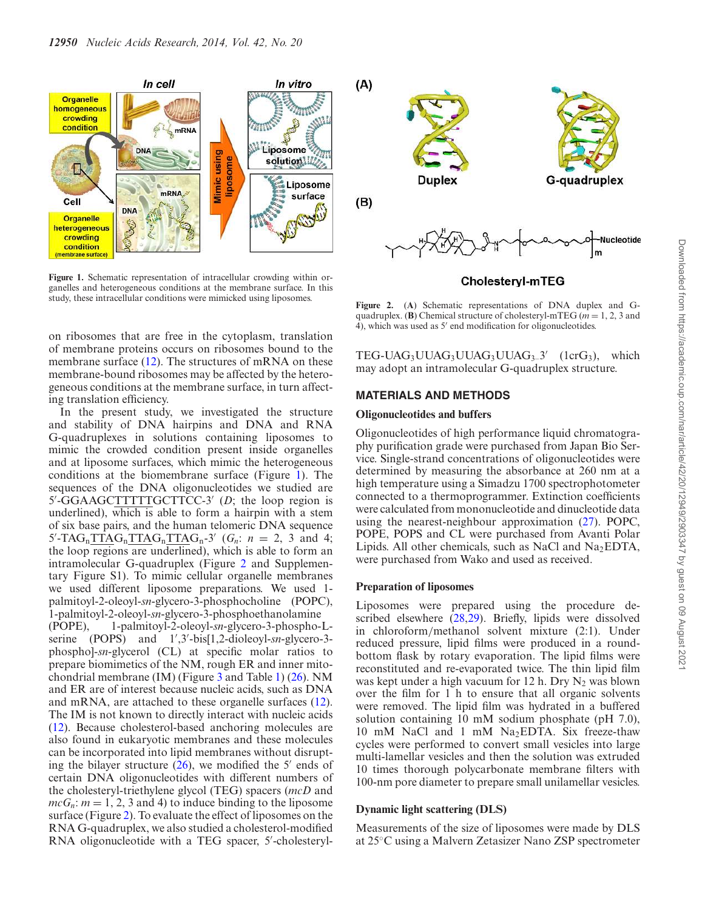Figure 1. Schematic representation of intracellular crowding within organelles and heterogeneous conditions at the membrane surface. In this study, these intracellular conditions were mimicked using liposomes.

Figure 2. (A) Schematic representations of DNA duplex and G-quadruplex. (B) Chemical structure of cholesteryl-mTEG ($m$ = 1, 2, 3 and 4), which was used as 5′ end modification for oligonucleotides.

on ribosomes that are free in the cytoplasm, translation of membrane proteins occurs on ribosomes bound to the membrane surface (12). The structures of mRNA on these membrane-bound ribosomes may be affected by the heterogeneous conditions at the membrane surface, in turn affecting translation efficiency.

In the present study, we investigated the structure and stability of DNA hairpins and DNA and RNA G-quadruplexes in solutions containing liposomes to mimic the crowded condition present inside organelles and at liposome surfaces, which mimic the heterogeneous conditions at the biomembrane surface (Figure 1). The sequences of the DNA oligonucleotides we studied are 5′-GGAAGCTTTTTGCTTCC-3′ (*D*; the loop region is underlined), which is able to form a hairpin with a stem of six base pairs, and the human telomeric DNA sequence 5′-TAG$_n$TTAG$_n$TTAG$_n$TTAG$_n$-3′ ($G_n$: $n$ = 2, 3 and 4; the loop regions are underlined), which is able to form an intramolecular G-quadruplex (Figure 2 and Supplementary Figure S1). To mimic cellular organelle membranes we used different liposome preparations. We used 1-palmitoyl-2-oleoyl-*sn*-glycero-3-phosphocholine (POPC), 1-palmitoyl-2-oleoyl-*sn*-glycero-3-phosphoethanolamine (POPE), 1-palmitoyl-2-oleoyl-*sn*-glycero-3-phospho-L-serine (POPS) and 1′,3′-bis[1,2-dioleoyl-*sn*-glycero-3-phospho]-*sn*-glycerol (CL) at specific molar ratios to prepare biomimetics of the NM, rough ER and inner mitochondrial membrane (IM) (Figure 3 and Table 1) (26). NM and ER are of interest because nucleic acids, such as DNA and mRNA, are attached to these organelle surfaces (12). The IM is not known to directly interact with nucleic acids (12). Because cholesterol-based anchoring molecules are also found in eukaryotic membranes and these molecules can be incorporated into lipid membranes without disrupting the bilayer structure (26), we modified the 5′ ends of certain DNA oligonucleotides with different numbers of the cholesteryl-triethylene glycol (TEG) spacers (*mcD* and $mcG_n$: $m$ = 1, 2, 3 and 4) to induce binding to the liposome surface (Figure 2). To evaluate the effect of liposomes on the RNA G-quadruplex, we also studied a cholesterol-modified RNA oligonucleotide with a TEG spacer, 5′-cholesteryl-TEG-UAG$_3$UUAG$_3$UUAG$_3$UUAG$_3$-3′ (1crG$_3$), which may adopt an intramolecular G-quadruplex structure.

## MATERIALS AND METHODS

### Oligonucleotides and buffers

Oligonucleotides of high performance liquid chromatography purification grade were purchased from Japan Bio Service. Single-strand concentrations of oligonucleotides were determined by measuring the absorbance at 260 nm at a high temperature using a Simadzu 1700 spectrophotometer connected to a thermoprogrammer. Extinction coefficients were calculated from mononucleotide and dinucleotide data using the nearest-neighbour approximation (27). POPC, POPE, POPS and CL were purchased from Avanti Polar Lipids. All other chemicals, such as NaCl and $Na_2EDTA$, were purchased from Wako and used as received.

### Preparation of liposomes

Liposomes were prepared using the procedure described elsewhere (28,29). Briefly, lipids were dissolved in chloroform/methanol solvent mixture (2:1). Under reduced pressure, lipid films were produced in a round-bottom flask by rotary evaporation. The lipid films were reconstituted and re-evaporated twice. The thin lipid film was kept under a high vacuum for 12 h. Dry $N_2$ was blown over the film for 1 h to ensure that all organic solvents were removed. The lipid film was hydrated in a buffered solution containing 10 mM sodium phosphate (pH 7.0), 10 mM NaCl and 1 mM $Na_2EDTA$. Six freeze-thaw cycles were performed to convert small vesicles into large multi-lamellar vesicles and then the solution was extruded 10 times thorough polycarbonate membrane filters with 100-nm pore diameter to prepare small unilamellar vesicles.

### Dynamic light scattering (DLS)

Measurements of the size of liposomes were made by DLS at 25°C using a Malvern Zetasizer Nano ZSP spectrometer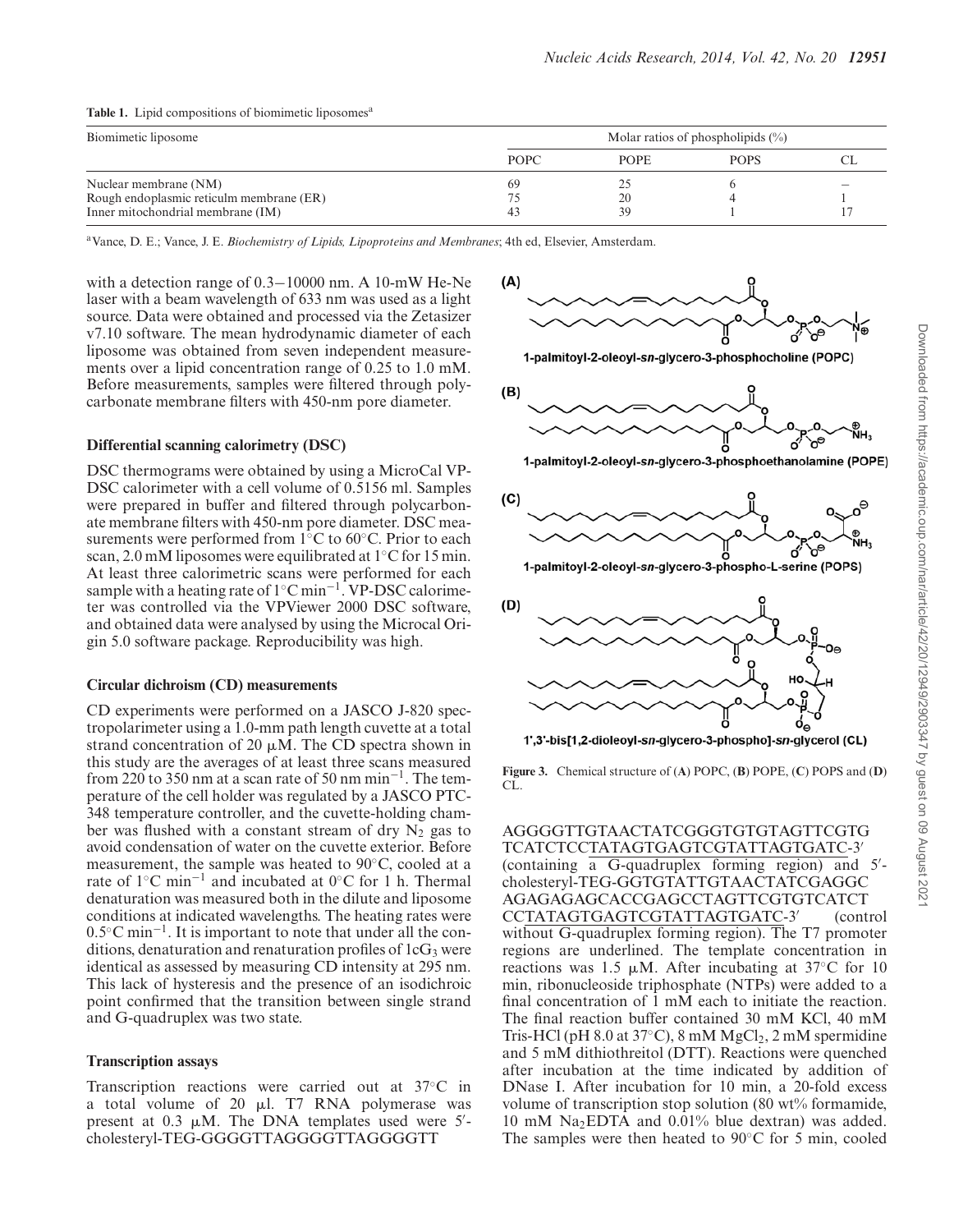**Table 1.** Lipid compositions of biomimetic liposomes[a]

| Biomimetic liposome | Molar ratios of phospholipids (%) | | | |
|---|---|---|---|---|
| | POPC | POPE | POPS | CL |
| Nuclear membrane (NM) | 69 | 25 | 6 | – |
| Rough endoplasmic reticulm membrane (ER) | 75 | 20 | 4 | 1 |
| Inner mitochondrial membrane (IM) | 43 | 39 | 1 | 17 |

[a]Vance, D. E.; Vance, J. E. *Biochemistry of Lipids, Lipoproteins and Membranes*; 4th ed, Elsevier, Amsterdam.

with a detection range of 0.3−10000 nm. A 10-mW He-Ne laser with a beam wavelength of 633 nm was used as a light source. Data were obtained and processed via the Zetasizer v7.10 software. The mean hydrodynamic diameter of each liposome was obtained from seven independent measurements over a lipid concentration range of 0.25 to 1.0 mM. Before measurements, samples were filtered through polycarbonate membrane filters with 450-nm pore diameter.

### Differential scanning calorimetry (DSC)

DSC thermograms were obtained by using a MicroCal VP-DSC calorimeter with a cell volume of 0.5156 ml. Samples were prepared in buffer and filtered through polycarbonate membrane filters with 450-nm pore diameter. DSC measurements were performed from 1°C to 60°C. Prior to each scan, 2.0 mM liposomes were equilibrated at 1°C for 15 min. At least three calorimetric scans were performed for each sample with a heating rate of 1°C $min^{-1}$. VP-DSC calorimeter was controlled via the VPViewer 2000 DSC software, and obtained data were analysed by using the Microcal Origin 5.0 software package. Reproducibility was high.

### Circular dichroism (CD) measurements

CD experiments were performed on a JASCO J-820 spectropolarimeter using a 1.0-mm path length cuvette at a total strand concentration of 20 μM. The CD spectra shown in this study are the averages of at least three scans measured from 220 to 350 nm at a scan rate of 50 nm $min^{-1}$. The temperature of the cell holder was regulated by a JASCO PTC-348 temperature controller, and the cuvette-holding chamber was flushed with a constant stream of dry $N_2$ gas to avoid condensation of water on the cuvette exterior. Before measurement, the sample was heated to 90°C, cooled at a rate of 1°C $min^{-1}$ and incubated at 0°C for 1 h. Thermal denaturation was measured both in the dilute and liposome conditions at indicated wavelengths. The heating rates were 0.5°C $min^{-1}$. It is important to note that under all the conditions, denaturation and renaturation profiles of $1cG_3$ were identical as assessed by measuring CD intensity at 295 nm. This lack of hysteresis and the presence of an isodichroic point confirmed that the transition between single strand and G-quadruplex was two state.

### Transcription assays

Transcription reactions were carried out at 37°C in a total volume of 20 μl. T7 RNA polymerase was present at 0.3 μM. The DNA templates used were 5′-cholesteryl-TEG-GGGGTTAGGGGTTAGGGGTT AGGGGTTGTAACTATCGGGTGTGTAGTTCGTG TCATCTCCTATAGTGAGTCGTATTAGTGATC-3′ (containing a G-quadruplex forming region) and 5′-cholesteryl-TEG-GGTGTATTGTAACTATCGAGGC AGAGAGAGCACCGAGCCTAGTTCGTGTCATCT CCTATAGTGAGTCGTATTAGTGATC-3′ (control without G-quadruplex forming region). The T7 promoter regions are underlined. The template concentration in reactions was 1.5 μM. After incubating at 37°C for 10 min, ribonucleoside triphosphate (NTPs) were added to a final concentration of 1 mM each to initiate the reaction. The final reaction buffer contained 30 mM KCl, 40 mM Tris-HCl (pH 8.0 at 37°C), 8 mM $MgCl_2$, 2 mM spermidine and 5 mM dithiothreitol (DTT). Reactions were quenched after incubation at the time indicated by addition of DNase I. After incubation for 10 min, a 20-fold excess volume of transcription stop solution (80 wt% formamide, 10 mM $Na_2EDTA$ and 0.01% blue dextran) was added. The samples were then heated to 90°C for 5 min, cooled

**Figure 3.** Chemical structure of (**A**) POPC, (**B**) POPE, (**C**) POPS and (**D**) CL.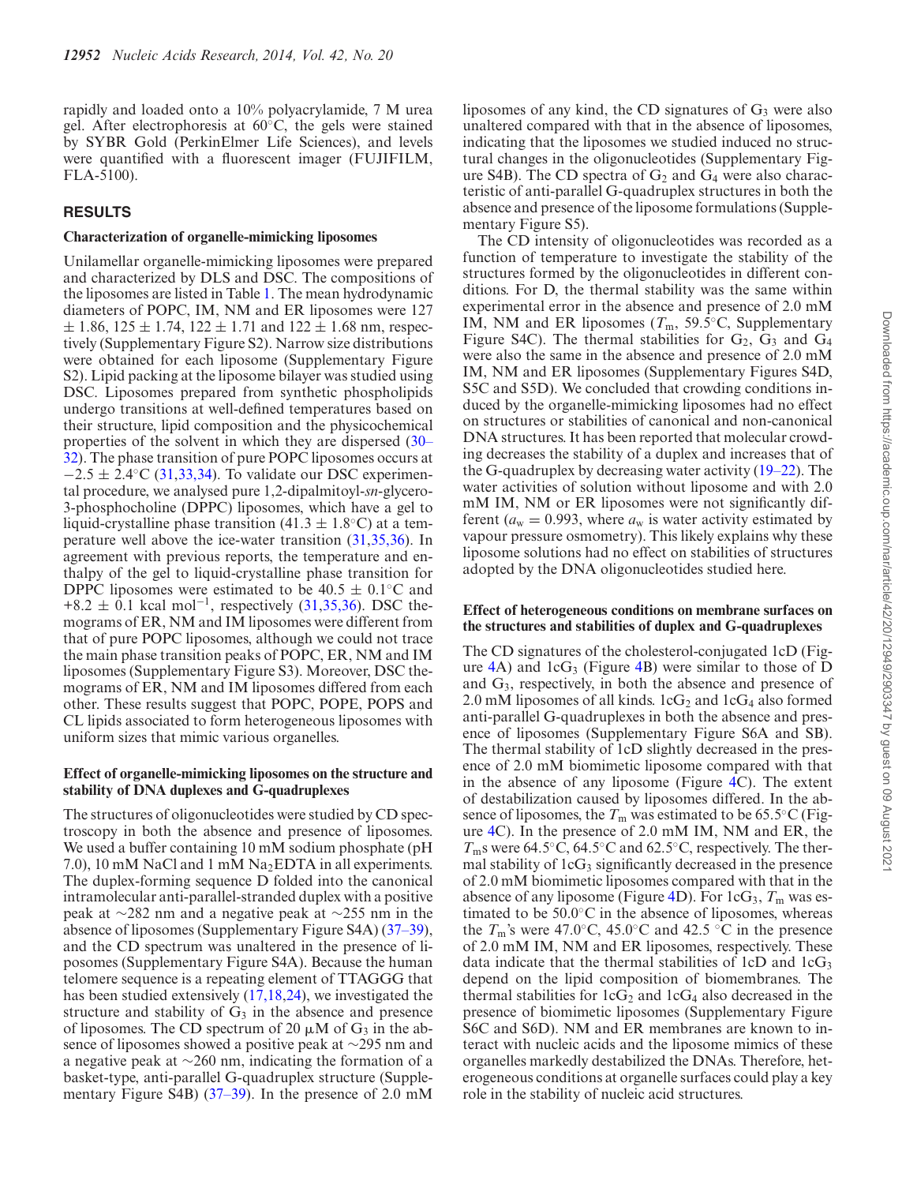rapidly and loaded onto a 10% polyacrylamide, 7 M urea gel. After electrophoresis at 60°C, the gels were stained by SYBR Gold (PerkinElmer Life Sciences), and levels were quantified with a fluorescent imager (FUJIFILM, FLA-5100).

## RESULTS

### Characterization of organelle-mimicking liposomes

Unilamellar organelle-mimicking liposomes were prepared and characterized by DLS and DSC. The compositions of the liposomes are listed in Table 1. The mean hydrodynamic diameters of POPC, IM, NM and ER liposomes were 127 ± 1.86, 125 ± 1.74, 122 ± 1.71 and 122 ± 1.68 nm, respectively (Supplementary Figure S2). Narrow size distributions were obtained for each liposome (Supplementary Figure S2). Lipid packing at the liposome bilayer was studied using DSC. Liposomes prepared from synthetic phospholipids undergo transitions at well-defined temperatures based on their structure, lipid composition and the physicochemical properties of the solvent in which they are dispersed (30–32). The phase transition of pure POPC liposomes occurs at −2.5 ± 2.4°C (31,33,34). To validate our DSC experimental procedure, we analysed pure 1,2-dipalmitoyl-*sn*-glycero-3-phosphocholine (DPPC) liposomes, which have a gel to liquid-crystalline phase transition (41.3 ± 1.8°C) at a temperature well above the ice-water transition (31,35,36). In agreement with previous reports, the temperature and enthalpy of the gel to liquid-crystalline phase transition for DPPC liposomes were estimated to be 40.5 ± 0.1°C and +8.2 ± 0.1 kcal mol$^{-1}$, respectively (31,35,36). DSC thermograms of ER, NM and IM liposomes were different from that of pure POPC liposomes, although we could not trace the main phase transition peaks of POPC, ER, NM and IM liposomes (Supplementary Figure S3). Moreover, DSC thermograms of ER, NM and IM liposomes differed from each other. These results suggest that POPC, POPE, POPS and CL lipids associated to form heterogeneous liposomes with uniform sizes that mimic various organelles.

### Effect of organelle-mimicking liposomes on the structure and stability of DNA duplexes and G-quadruplexes

The structures of oligonucleotides were studied by CD spectroscopy in both the absence and presence of liposomes. We used a buffer containing 10 mM sodium phosphate (pH 7.0), 10 mM NaCl and 1 mM $Na_2EDTA$ in all experiments. The duplex-forming sequence D folded into the canonical intramolecular anti-parallel-stranded duplex with a positive peak at ∼282 nm and a negative peak at ∼255 nm in the absence of liposomes (Supplementary Figure S4A) (37–39), and the CD spectrum was unaltered in the presence of liposomes (Supplementary Figure S4A). Because the human telomere sequence is a repeating element of TTAGGG that has been studied extensively (17,18,24), we investigated the structure and stability of $G_3$ in the absence and presence of liposomes. The CD spectrum of 20 μM of $G_3$ in the absence of liposomes showed a positive peak at ∼295 nm and a negative peak at ∼260 nm, indicating the formation of a basket-type, anti-parallel G-quadruplex structure (Supplementary Figure S4B) (37–39). In the presence of 2.0 mM liposomes of any kind, the CD signatures of $G_3$ were also unaltered compared with that in the absence of liposomes, indicating that the liposomes we studied induced no structural changes in the oligonucleotides (Supplementary Figure S4B). The CD spectra of $G_2$ and $G_4$ were also characteristic of anti-parallel G-quadruplex structures in both the absence and presence of the liposome formulations (Supplementary Figure S5).

The CD intensity of oligonucleotides was recorded as a function of temperature to investigate the stability of the structures formed by the oligonucleotides in different conditions. For D, the thermal stability was the same within experimental error in the absence and presence of 2.0 mM IM, NM and ER liposomes ($T_m$, 59.5°C, Supplementary Figure S4C). The thermal stabilities for $G_2$, $G_3$ and $G_4$ were also the same in the absence and presence of 2.0 mM IM, NM and ER liposomes (Supplementary Figures S4D, S5C and S5D). We concluded that crowding conditions induced by the organelle-mimicking liposomes had no effect on structures or stabilities of canonical and non-canonical DNA structures. It has been reported that molecular crowding decreases the stability of a duplex and increases that of the G-quadruplex by decreasing water activity (19–22). The water activities of solution without liposome and with 2.0 mM IM, NM or ER liposomes were not significantly different ($a_w = 0.993$, where $a_w$ is water activity estimated by vapour pressure osmometry). This likely explains why these liposome solutions had no effect on stabilities of structures adopted by the DNA oligonucleotides studied here.

### Effect of heterogeneous conditions on membrane surfaces on the structures and stabilities of duplex and G-quadruplexes

The CD signatures of the cholesterol-conjugated 1cD (Figure 4A) and $1cG_3$ (Figure 4B) were similar to those of D and $G_3$, respectively, in both the absence and presence of 2.0 mM liposomes of all kinds. $1cG_2$ and $1cG_4$ also formed anti-parallel G-quadruplexes in both the absence and presence of liposomes (Supplementary Figure S6A and SB). The thermal stability of 1cD slightly decreased in the presence of 2.0 mM biomimetic liposome compared with that in the absence of any liposome (Figure 4C). The extent of destabilization caused by liposomes differed. In the absence of liposomes, the $T_m$ was estimated to be 65.5°C (Figure 4C). In the presence of 2.0 mM IM, NM and ER, the $T_m$s were 64.5°C, 64.5°C and 62.5°C, respectively. The thermal stability of $1cG_3$ significantly decreased in the presence of 2.0 mM biomimetic liposomes compared with that in the absence of any liposome (Figure 4D). For $1cG_3$, $T_m$ was estimated to be 50.0°C in the absence of liposomes, whereas the $T_m$'s were 47.0°C, 45.0°C and 42.5 °C in the presence of 2.0 mM IM, NM and ER liposomes, respectively. These data indicate that the thermal stabilities of 1cD and $1cG_3$ depend on the lipid composition of biomembranes. The thermal stabilities for $1cG_2$ and $1cG_4$ also decreased in the presence of biomimetic liposomes (Supplementary Figure S6C and S6D). NM and ER membranes are known to interact with nucleic acids and the liposome mimics of these organelles markedly destabilized the DNAs. Therefore, heterogeneous conditions at organelle surfaces could play a key role in the stability of nucleic acid structures.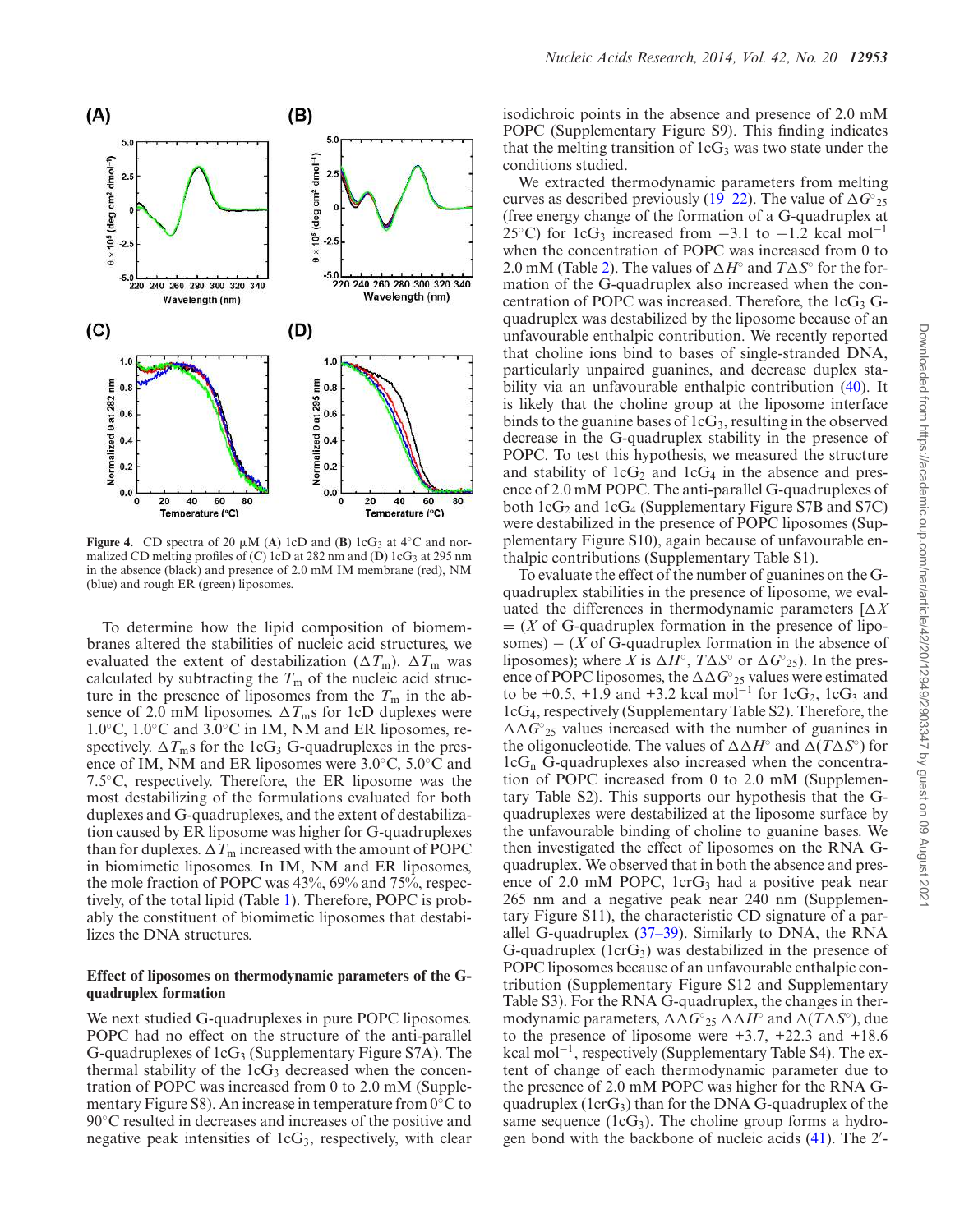**Figure 4.** CD spectra of 20 μM (**A**) 1cD and (**B**) $1cG_3$ at 4°C and normalized CD melting profiles of (**C**) 1cD at 282 nm and (**D**) $1cG_3$ at 295 nm in the absence (black) and presence of 2.0 mM IM membrane (red), NM (blue) and rough ER (green) liposomes.

To determine how the lipid composition of biomembranes altered the stabilities of nucleic acid structures, we evaluated the extent of destabilization ($\Delta T_m$). $\Delta T_m$ was calculated by subtracting the $T_m$ of the nucleic acid structure in the presence of liposomes from the $T_m$ in the absence of 2.0 mM liposomes. $\Delta T_m$s for 1cD duplexes were 1.0°C, 1.0°C and 3.0°C in IM, NM and ER liposomes, respectively. $\Delta T_m$s for the $1cG_3$ G-quadruplexes in the presence of IM, NM and ER liposomes were 3.0°C, 5.0°C and 7.5°C, respectively. Therefore, the ER liposome was the most destabilizing of the formulations evaluated for both duplexes and G-quadruplexes, and the extent of destabilization caused by ER liposome was higher for G-quadruplexes than for duplexes. $\Delta T_m$ increased with the amount of POPC in biomimetic liposomes. In IM, NM and ER liposomes, the mole fraction of POPC was 43%, 69% and 75%, respectively, of the total lipid (Table 1). Therefore, POPC is probably the constituent of biomimetic liposomes that destabilizes the DNA structures.

### Effect of liposomes on thermodynamic parameters of the G-quadruplex formation

We next studied G-quadruplexes in pure POPC liposomes. POPC had no effect on the structure of the anti-parallel G-quadruplexes of $1cG_3$ (Supplementary Figure S7A). The thermal stability of the $1cG_3$ decreased when the concentration of POPC was increased from 0 to 2.0 mM (Supplementary Figure S8). An increase in temperature from 0°C to 90°C resulted in decreases and increases of the positive and negative peak intensities of $1cG_3$, respectively, with clear isodichroic points in the absence and presence of 2.0 mM POPC (Supplementary Figure S9). This finding indicates that the melting transition of $1cG_3$ was two state under the conditions studied.

We extracted thermodynamic parameters from melting curves as described previously (19–22). The value of $\Delta G°_{25}$ (free energy change of the formation of a G-quadruplex at 25°C) for $1cG_3$ increased from −3.1 to −1.2 kcal mol$^{-1}$ when the concentration of POPC was increased from 0 to 2.0 mM (Table 2). The values of $\Delta H°$ and $T\Delta S°$ for the formation of the G-quadruplex also increased when the concentration of POPC was increased. Therefore, the $1cG_3$ G-quadruplex was destabilized by the liposome because of an unfavourable enthalpic contribution. We recently reported that choline ions bind to bases of single-stranded DNA, particularly unpaired guanines, and decrease duplex stability via an unfavourable enthalpic contribution (40). It is likely that the choline group at the liposome interface binds to the guanine bases of $1cG_3$, resulting in the observed decrease in the G-quadruplex stability in the presence of POPC. To test this hypothesis, we measured the structure and stability of $1cG_2$ and $1cG_4$ in the absence and presence of 2.0 mM POPC. The anti-parallel G-quadruplexes of both $1cG_2$ and $1cG_4$ (Supplementary Figure S7B and S7C) were destabilized in the presence of POPC liposomes (Supplementary Figure S10), again because of unfavourable enthalpic contributions (Supplementary Table S1).

To evaluate the effect of the number of guanines on the G-quadruplex stabilities in the presence of liposome, we evaluated the differences in thermodynamic parameters [$\Delta X$ = ($X$ of G-quadruplex formation in the presence of liposomes) − ($X$ of G-quadruplex formation in the absence of liposomes); where $X$ is $\Delta H°$, $T\Delta S°$ or $\Delta G°_{25}$). In the presence of POPC liposomes, the $\Delta\Delta G°_{25}$ values were estimated to be +0.5, +1.9 and +3.2 kcal mol$^{-1}$ for $1cG_2$, $1cG_3$ and $1cG_4$, respectively (Supplementary Table S2). Therefore, the $\Delta\Delta G°_{25}$ values increased with the number of guanines in the oligonucleotide. The values of $\Delta\Delta H°$ and $\Delta(T\Delta S°)$ for $1cG_n$ G-quadruplexes also increased when the concentration of POPC increased from 0 to 2.0 mM (Supplementary Table S2). This supports our hypothesis that the G-quadruplexes were destabilized at the liposome surface by the unfavourable binding of choline to guanine bases. We then investigated the effect of liposomes on the RNA G-quadruplex. We observed that in both the absence and presence of 2.0 mM POPC, $1crG_3$ had a positive peak near 265 nm and a negative peak near 240 nm (Supplementary Figure S11), the characteristic CD signature of a parallel G-quadruplex (37–39). Similarly to DNA, the RNA G-quadruplex ($1crG_3$) was destabilized in the presence of POPC liposomes because of an unfavourable enthalpic contribution (Supplementary Figure S12 and Supplementary Table S3). For the RNA G-quadruplex, the changes in thermodynamic parameters, $\Delta\Delta G°_{25}$ $\Delta\Delta H°$ and $\Delta(T\Delta S°)$, due to the presence of liposome were +3.7, +22.3 and +18.6 kcal mol$^{-1}$, respectively (Supplementary Table S4). The extent of change of each thermodynamic parameter due to the presence of 2.0 mM POPC was higher for the RNA G-quadruplex ($1crG_3$) than for the DNA G-quadruplex of the same sequence ($1cG_3$). The choline group forms a hydrogen bond with the backbone of nucleic acids (41). The 2′-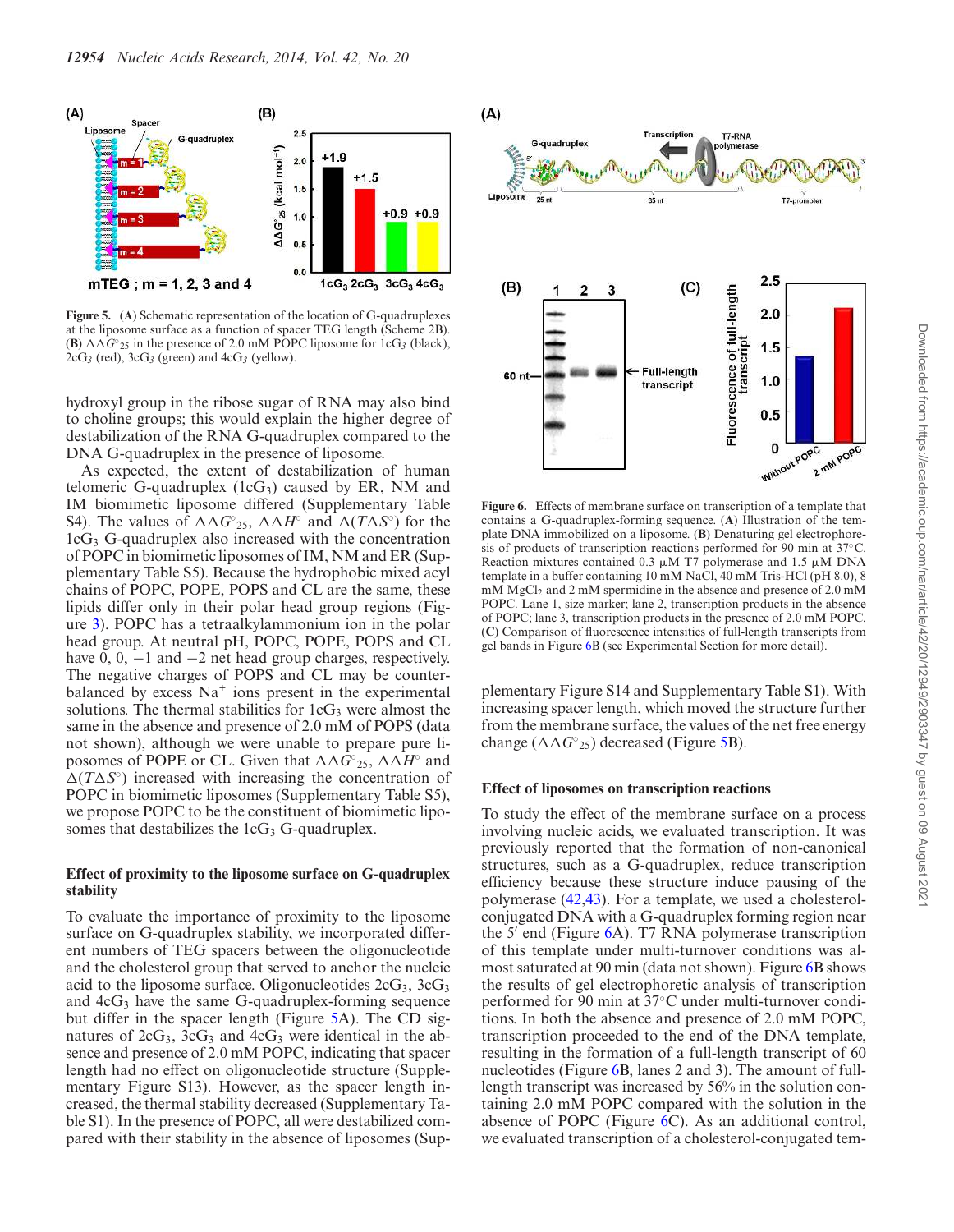**Figure 5.** (**A**) Schematic representation of the location of G-quadruplexes at the liposome surface as a function of spacer TEG length (Scheme 2B). (**B**) $\Delta\Delta G^{\circ}_{25}$ in the presence of 2.0 mM POPC liposome for 1cG*3* (black), 2cG*3* (red), 3cG*3* (green) and 4cG*3* (yellow).

hydroxyl group in the ribose sugar of RNA may also bind to choline groups; this would explain the higher degree of destabilization of the RNA G-quadruplex compared to the DNA G-quadruplex in the presence of liposome.

As expected, the extent of destabilization of human telomeric G-quadruplex ($1cG_3$) caused by ER, NM and IM biomimetic liposome differed (Supplementary Table S4). The values of $\Delta\Delta G^{\circ}_{25}$, $\Delta\Delta H^{\circ}$ and $\Delta(T\Delta S^{\circ})$ for the $1cG_3$ G-quadruplex also increased with the concentration of POPC in biomimetic liposomes of IM, NM and ER (Supplementary Table S5). Because the hydrophobic mixed acyl chains of POPC, POPE, POPS and CL are the same, these lipids differ only in their polar head group regions (Figure 3). POPC has a tetraalkylammonium ion in the polar head group. At neutral pH, POPC, POPE, POPS and CL have 0, 0, −1 and −2 net head group charges, respectively. The negative charges of POPS and CL may be counterbalanced by excess $Na^+$ ions present in the experimental solutions. The thermal stabilities for $1cG_3$ were almost the same in the absence and presence of 2.0 mM of POPS (data not shown), although we were unable to prepare pure liposomes of POPE or CL. Given that $\Delta\Delta G^{\circ}_{25}$, $\Delta\Delta H^{\circ}$ and $\Delta(T\Delta S^{\circ})$ increased with increasing the concentration of POPC in biomimetic liposomes (Supplementary Table S5), we propose POPC to be the constituent of biomimetic liposomes that destabilizes the $1cG_3$ G-quadruplex.

### Effect of proximity to the liposome surface on G-quadruplex stability

To evaluate the importance of proximity to the liposome surface on G-quadruplex stability, we incorporated different numbers of TEG spacers between the oligonucleotide and the cholesterol group that served to anchor the nucleic acid to the liposome surface. Oligonucleotides $2cG_3$, $3cG_3$ and $4cG_3$ have the same G-quadruplex-forming sequence but differ in the spacer length (Figure 5A). The CD signatures of $2cG_3$, $3cG_3$ and $4cG_3$ were identical in the absence and presence of 2.0 mM POPC, indicating that spacer length had no effect on oligonucleotide structure (Supplementary Figure S13). However, as the spacer length increased, the thermal stability decreased (Supplementary Table S1). In the presence of POPC, all were destabilized compared with their stability in the absence of liposomes (Supplementary Figure S14 and Supplementary Table S1). With increasing spacer length, which moved the structure further from the membrane surface, the values of the net free energy change ($\Delta\Delta G^{\circ}_{25}$) decreased (Figure 5B).

**Figure 6.** Effects of membrane surface on transcription of a template that contains a G-quadruplex-forming sequence. (**A**) Illustration of the template DNA immobilized on a liposome. (**B**) Denaturing gel electrophoresis of products of transcription reactions performed for 90 min at 37°C. Reaction mixtures contained 0.3 μM T7 polymerase and 1.5 μM DNA template in a buffer containing 10 mM NaCl, 40 mM Tris-HCl (pH 8.0), 8 mM $MgCl_2$ and 2 mM spermidine in the absence and presence of 2.0 mM POPC. Lane 1, size marker; lane 2, transcription products in the absence of POPC; lane 3, transcription products in the presence of 2.0 mM POPC. (**C**) Comparison of fluorescence intensities of full-length transcripts from gel bands in Figure 6B (see Experimental Section for more detail).

### Effect of liposomes on transcription reactions

To study the effect of the membrane surface on a process involving nucleic acids, we evaluated transcription. It was previously reported that the formation of non-canonical structures, such as a G-quadruplex, reduce transcription efficiency because these structure induce pausing of the polymerase (42,43). For a template, we used a cholesterol-conjugated DNA with a G-quadruplex forming region near the 5′ end (Figure 6A). T7 RNA polymerase transcription of this template under multi-turnover conditions was almost saturated at 90 min (data not shown). Figure 6B shows the results of gel electrophoretic analysis of transcription performed for 90 min at 37°C under multi-turnover conditions. In both the absence and presence of 2.0 mM POPC, transcription proceeded to the end of the DNA template, resulting in the formation of a full-length transcript of 60 nucleotides (Figure 6B, lanes 2 and 3). The amount of full-length transcript was increased by 56% in the solution containing 2.0 mM POPC compared with the solution in the absence of POPC (Figure 6C). As an additional control, we evaluated transcription of a cholesterol-conjugated tem-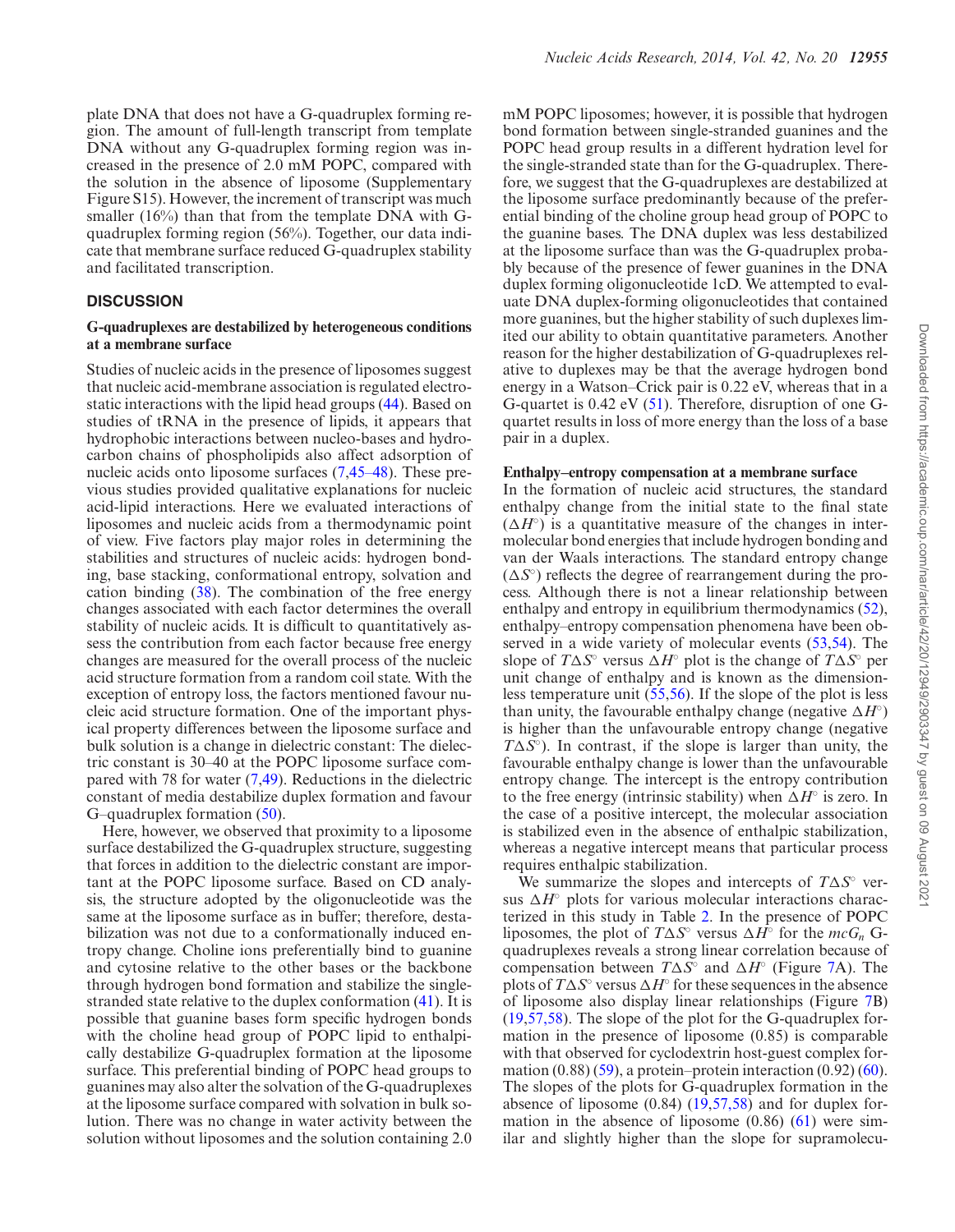plate DNA that does not have a G-quadruplex forming region. The amount of full-length transcript from template DNA without any G-quadruplex forming region was increased in the presence of 2.0 mM POPC, compared with the solution in the absence of liposome (Supplementary Figure S15). However, the increment of transcript was much smaller (16%) than that from the template DNA with G-quadruplex forming region (56%). Together, our data indicate that membrane surface reduced G-quadruplex stability and facilitated transcription.

## DISCUSSION

### G-quadruplexes are destabilized by heterogeneous conditions at a membrane surface

Studies of nucleic acids in the presence of liposomes suggest that nucleic acid-membrane association is regulated electrostatic interactions with the lipid head groups (44). Based on studies of tRNA in the presence of lipids, it appears that hydrophobic interactions between nucleo-bases and hydrocarbon chains of phospholipids also affect adsorption of nucleic acids onto liposome surfaces (7,45–48). These previous studies provided qualitative explanations for nucleic acid-lipid interactions. Here we evaluated interactions of liposomes and nucleic acids from a thermodynamic point of view. Five factors play major roles in determining the stabilities and structures of nucleic acids: hydrogen bonding, base stacking, conformational entropy, solvation and cation binding (38). The combination of the free energy changes associated with each factor determines the overall stability of nucleic acids. It is difficult to quantitatively assess the contribution from each factor because free energy changes are measured for the overall process of the nucleic acid structure formation from a random coil state. With the exception of entropy loss, the factors mentioned favour nucleic acid structure formation. One of the important physical property differences between the liposome surface and bulk solution is a change in dielectric constant: The dielectric constant is 30–40 at the POPC liposome surface compared with 78 for water (7,49). Reductions in the dielectric constant of media destabilize duplex formation and favour G–quadruplex formation (50).

Here, however, we observed that proximity to a liposome surface destabilized the G-quadruplex structure, suggesting that forces in addition to the dielectric constant are important at the POPC liposome surface. Based on CD analysis, the structure adopted by the oligonucleotide was the same at the liposome surface as in buffer; therefore, destabilization was not due to a conformationally induced entropy change. Choline ions preferentially bind to guanine and cytosine relative to the other bases or the backbone through hydrogen bond formation and stabilize the single-stranded state relative to the duplex conformation (41). It is possible that guanine bases form specific hydrogen bonds with the choline head group of POPC lipid to enthalpically destabilize G-quadruplex formation at the liposome surface. This preferential binding of POPC head groups to guanines may also alter the solvation of the G-quadruplexes at the liposome surface compared with solvation in bulk solution. There was no change in water activity between the solution without liposomes and the solution containing 2.0 mM POPC liposomes; however, it is possible that hydrogen bond formation between single-stranded guanines and the POPC head group results in a different hydration level for the single-stranded state than for the G-quadruplex. Therefore, we suggest that the G-quadruplexes are destabilized at the liposome surface predominantly because of the preferential binding of the choline group head group of POPC to the guanine bases. The DNA duplex was less destabilized at the liposome surface than was the G-quadruplex probably because of the presence of fewer guanines in the DNA duplex forming oligonucleotide 1cD. We attempted to evaluate DNA duplex-forming oligonucleotides that contained more guanines, but the higher stability of such duplexes limited our ability to obtain quantitative parameters. Another reason for the higher destabilization of G-quadruplexes relative to duplexes may be that the average hydrogen bond energy in a Watson–Crick pair is 0.22 eV, whereas that in a G-quartet is 0.42 eV (51). Therefore, disruption of one G-quartet results in loss of more energy than the loss of a base pair in a duplex.

### Enthalpy–entropy compensation at a membrane surface

In the formation of nucleic acid structures, the standard enthalpy change from the initial state to the final state ($\Delta H^\circ$) is a quantitative measure of the changes in intermolecular bond energies that include hydrogen bonding and van der Waals interactions. The standard entropy change ($\Delta S^\circ$) reflects the degree of rearrangement during the process. Although there is not a linear relationship between enthalpy and entropy in equilibrium thermodynamics (52), enthalpy–entropy compensation phenomena have been observed in a wide variety of molecular events (53,54). The slope of $T\Delta S^\circ$ versus $\Delta H^\circ$ plot is the change of $T\Delta S^\circ$ per unit change of enthalpy and is known as the dimensionless temperature unit (55,56). If the slope of the plot is less than unity, the favourable enthalpy change (negative $\Delta H^\circ$) is higher than the unfavourable entropy change (negative $T\Delta S^\circ$). In contrast, if the slope is larger than unity, the favourable enthalpy change is lower than the unfavourable entropy change. The intercept is the entropy contribution to the free energy (intrinsic stability) when $\Delta H^\circ$ is zero. In the case of a positive intercept, the molecular association is stabilized even in the absence of enthalpic stabilization, whereas a negative intercept means that particular process requires enthalpic stabilization.

We summarize the slopes and intercepts of $T\Delta S^\circ$ versus $\Delta H^\circ$ plots for various molecular interactions characterized in this study in Table 2. In the presence of POPC liposomes, the plot of $T\Delta S^\circ$ versus $\Delta H^\circ$ for the $mcG_n$ G-quadruplexes reveals a strong linear correlation because of compensation between $T\Delta S^\circ$ and $\Delta H^\circ$ (Figure 7A). The plots of $T\Delta S^\circ$ versus $\Delta H^\circ$ for these sequences in the absence of liposome also display linear relationships (Figure 7B) (19,57,58). The slope of the plot for the G-quadruplex formation in the presence of liposome (0.85) is comparable with that observed for cyclodextrin host-guest complex formation (0.88) (59), a protein–protein interaction (0.92) (60). The slopes of the plots for G-quadruplex formation in the absence of liposome (0.84) (19,57,58) and for duplex formation in the absence of liposome (0.86) (61) were similar and slightly higher than the slope for supramolecu-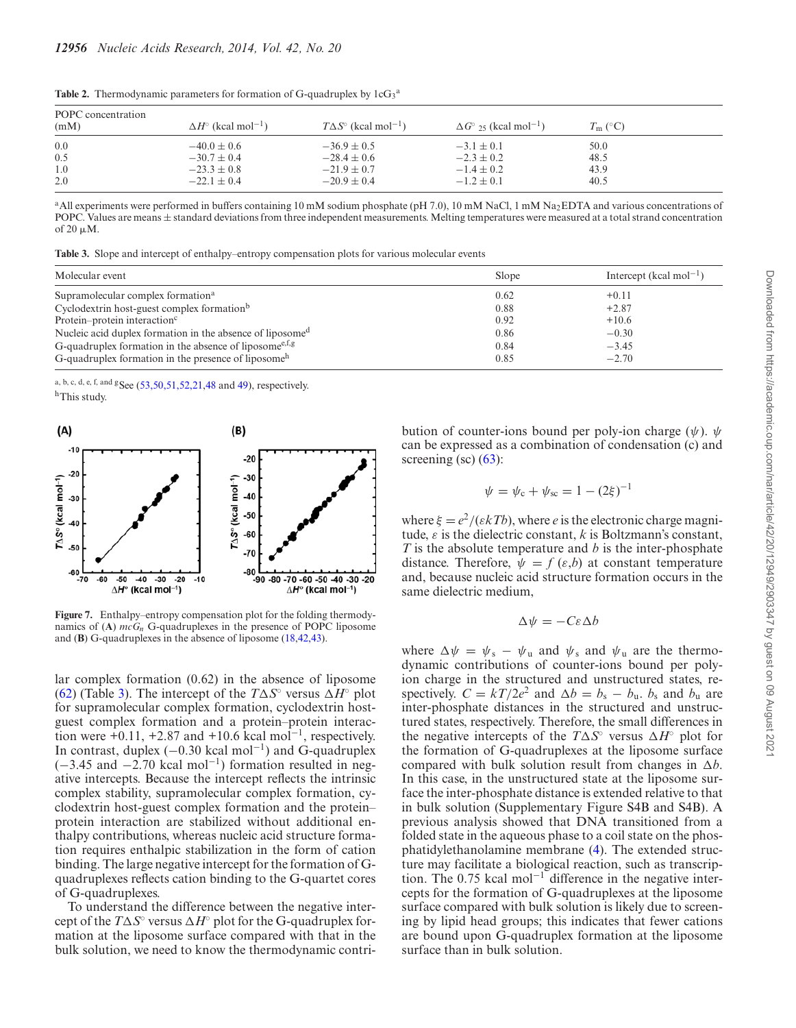**Table 2.** Thermodynamic parameters for formation of G-quadruplex by $1cG_3$[a]

| POPC concentration (mM) | $\Delta H^\circ$ (kcal mol$^{-1}$) | $T\Delta S^\circ$ (kcal mol$^{-1}$) | $\Delta G^\circ_{25}$ (kcal mol$^{-1}$) | $T_m$ (°C) |
|---|---|---|---|---|
| 0.0 | −40.0 ± 0.6 | −36.9 ± 0.5 | −3.1 ± 0.1 | 50.0 |
| 0.5 | −30.7 ± 0.4 | −28.4 ± 0.6 | −2.3 ± 0.2 | 48.5 |
| 1.0 | −23.3 ± 0.8 | −21.9 ± 0.7 | −1.4 ± 0.2 | 43.9 |
| 2.0 | −22.1 ± 0.4 | −20.9 ± 0.4 | −1.2 ± 0.1 | 40.5 |

[a]All experiments were performed in buffers containing 10 mM sodium phosphate (pH 7.0), 10 mM NaCl, 1 mM $Na_2$EDTA and various concentrations of POPC. Values are means ± standard deviations from three independent measurements. Melting temperatures were measured at a total strand concentration of 20 μM.

**Table 3.** Slope and intercept of enthalpy–entropy compensation plots for various molecular events

| Molecular event | Slope | Intercept (kcal mol$^{-1}$) |
|---|---|---|
| Supramolecular complex formation[a] | 0.62 | +0.11 |
| Cyclodextrin host-guest complex formation[b] | 0.88 | +2.87 |
| Protein–protein interaction[c] | 0.92 | +10.6 |
| Nucleic acid duplex formation in the absence of liposome[d] | 0.86 | −0.30 |
| G-quadruplex formation in the absence of liposome[e,f,g] | 0.84 | −3.45 |
| G-quadruplex formation in the presence of liposome[h] | 0.85 | −2.70 |

[a, b, c, d, e, f, and g]See (53,50,51,52,21,48 and 49), respectively.
[h]This study.

**Figure 7.** Enthalpy–entropy compensation plot for the folding thermodynamics of (**A**) $mcG_n$ G-quadruplexes in the presence of POPC liposome and (**B**) G-quadruplexes in the absence of liposome (18,42,43).

lar complex formation (0.62) in the absence of liposome (62) (Table 3). The intercept of the $T\Delta S^\circ$ versus $\Delta H^\circ$ plot for supramolecular complex formation, cyclodextrin host-guest complex formation and a protein–protein interaction were +0.11, +2.87 and +10.6 kcal mol$^{-1}$, respectively. In contrast, duplex (−0.30 kcal mol$^{-1}$) and G-quadruplex (−3.45 and −2.70 kcal mol$^{-1}$) formation resulted in negative intercepts. Because the intercept reflects the intrinsic complex stability, supramolecular complex formation, cyclodextrin host-guest complex formation and the protein–protein interaction are stabilized without additional enthalpy contributions, whereas nucleic acid structure formation requires enthalpic stabilization in the form of cation binding. The large negative intercept for the formation of G-quadruplexes reflects cation binding to the G-quartet cores of G-quadruplexes.

To understand the difference between the negative intercept of the $T\Delta S^\circ$ versus $\Delta H^\circ$ plot for the G-quadruplex formation at the liposome surface compared with that in the bulk solution, we need to know the thermodynamic contribution of counter-ions bound per poly-ion charge ($\psi$). $\psi$ can be expressed as a combination of condensation (c) and screening (sc) (63):

$$\psi = \psi_c + \psi_{sc} = 1 - (2\xi)^{-1}$$

where $\xi = e^2/(\varepsilon kTb)$, where $e$ is the electronic charge magnitude, $\varepsilon$ is the dielectric constant, $k$ is Boltzmann's constant, $T$ is the absolute temperature and $b$ is the inter-phosphate distance. Therefore, $\psi = f(\varepsilon, b)$ at constant temperature and, because nucleic acid structure formation occurs in the same dielectric medium,

$$\Delta\psi = -C\varepsilon\Delta b$$

where $\Delta\psi = \psi_s - \psi_u$ and $\psi_s$ and $\psi_u$ are the thermodynamic contributions of counter-ions bound per poly-ion charge in the structured and unstructured states, respectively. $C = kT/2e^2$ and $\Delta b = b_s - b_u$. $b_s$ and $b_u$ are inter-phosphate distances in the structured and unstructured states, respectively. Therefore, the small differences in the negative intercepts of the $T\Delta S^\circ$ versus $\Delta H^\circ$ plot for the formation of G-quadruplexes at the liposome surface compared with bulk solution result from changes in $\Delta b$. In this case, in the unstructured state at the liposome surface the inter-phosphate distance is extended relative to that in bulk solution (Supplementary Figure S4B and S4B). A previous analysis showed that DNA transitioned from a folded state in the aqueous phase to a coil state on the phosphatidylethanolamine membrane (4). The extended structure may facilitate a biological reaction, such as transcription. The 0.75 kcal mol$^{-1}$ difference in the negative intercepts for the formation of G-quadruplexes at the liposome surface compared with bulk solution is likely due to screening by lipid head groups; this indicates that fewer cations are bound upon G-quadruplex formation at the liposome surface than in bulk solution.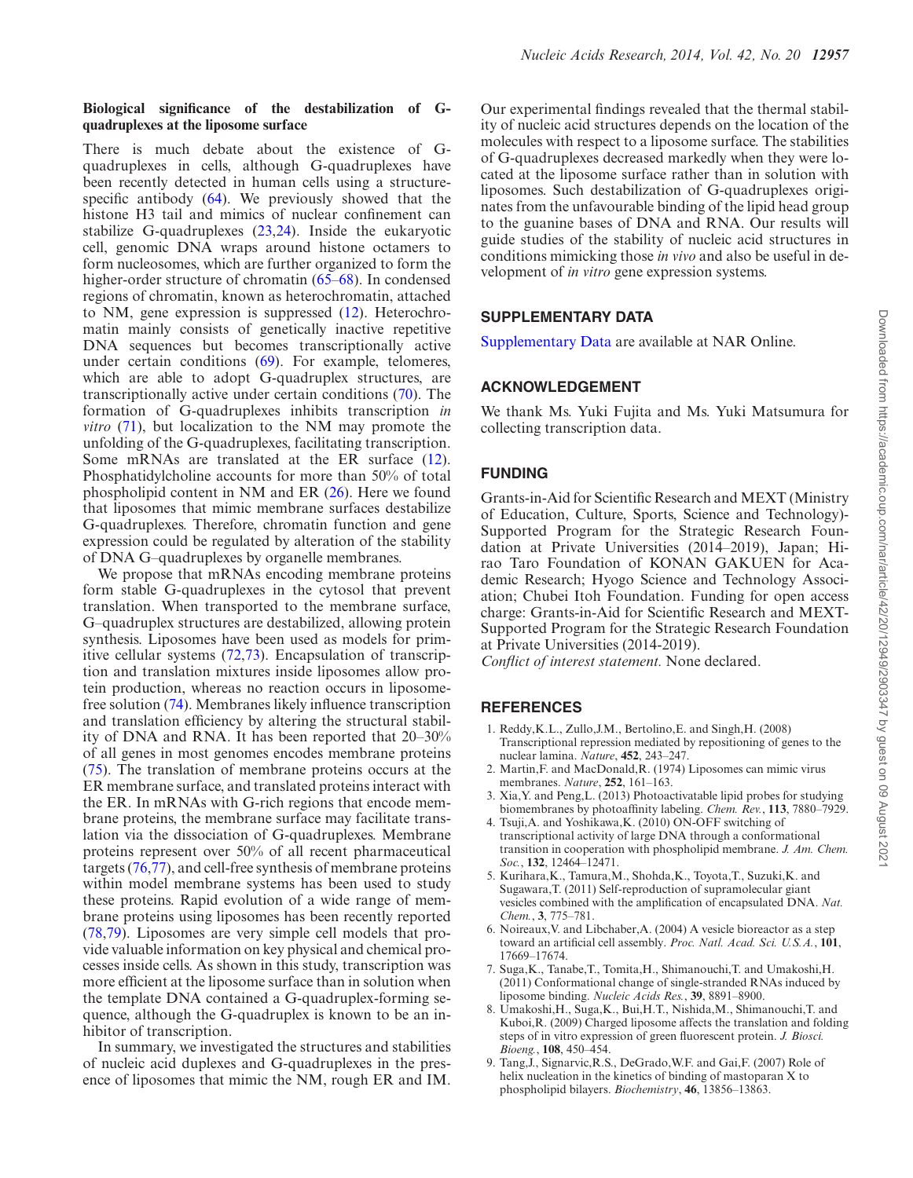### Biological significance of the destabilization of G-quadruplexes at the liposome surface

There is much debate about the existence of G-quadruplexes in cells, although G-quadruplexes have been recently detected in human cells using a structure-specific antibody (64). We previously showed that the histone H3 tail and mimics of nuclear confinement can stabilize G-quadruplexes (23,24). Inside the eukaryotic cell, genomic DNA wraps around histone octamers to form nucleosomes, which are further organized to form the higher-order structure of chromatin (65–68). In condensed regions of chromatin, known as heterochromatin, attached to NM, gene expression is suppressed (12). Heterochromatin mainly consists of genetically inactive repetitive DNA sequences but becomes transcriptionally active under certain conditions (69). For example, telomeres, which are able to adopt G-quadruplex structures, are transcriptionally active under certain conditions (70). The formation of G-quadruplexes inhibits transcription *in vitro* (71), but localization to the NM may promote the unfolding of the G-quadruplexes, facilitating transcription. Some mRNAs are translated at the ER surface (12). Phosphatidylcholine accounts for more than 50% of total phospholipid content in NM and ER (26). Here we found that liposomes that mimic membrane surfaces destabilize G-quadruplexes. Therefore, chromatin function and gene expression could be regulated by alteration of the stability of DNA G–quadruplexes by organelle membranes.

We propose that mRNAs encoding membrane proteins form stable G-quadruplexes in the cytosol that prevent translation. When transported to the membrane surface, G–quadruplex structures are destabilized, allowing protein synthesis. Liposomes have been used as models for primitive cellular systems (72,73). Encapsulation of transcription and translation mixtures inside liposomes allow protein production, whereas no reaction occurs in liposome-free solution (74). Membranes likely influence transcription and translation efficiency by altering the structural stability of DNA and RNA. It has been reported that 20–30% of all genes in most genomes encodes membrane proteins (75). The translation of membrane proteins occurs at the ER membrane surface, and translated proteins interact with the ER. In mRNAs with G-rich regions that encode membrane proteins, the membrane surface may facilitate translation via the dissociation of G-quadruplexes. Membrane proteins represent over 50% of all recent pharmaceutical targets (76,77), and cell-free synthesis of membrane proteins within model membrane systems has been used to study these proteins. Rapid evolution of a wide range of membrane proteins using liposomes has been recently reported (78,79). Liposomes are very simple cell models that provide valuable information on key physical and chemical processes inside cells. As shown in this study, transcription was more efficient at the liposome surface than in solution when the template DNA contained a G-quadruplex-forming sequence, although the G-quadruplex is known to be an inhibitor of transcription.

In summary, we investigated the structures and stabilities of nucleic acid duplexes and G-quadruplexes in the presence of liposomes that mimic the NM, rough ER and IM. Our experimental findings revealed that the thermal stability of nucleic acid structures depends on the location of the molecules with respect to a liposome surface. The stabilities of G-quadruplexes decreased markedly when they were located at the liposome surface rather than in solution with liposomes. Such destabilization of G-quadruplexes originates from the unfavourable binding of the lipid head group to the guanine bases of DNA and RNA. Our results will guide studies of the stability of nucleic acid structures in conditions mimicking those *in vivo* and also be useful in development of *in vitro* gene expression systems.

## SUPPLEMENTARY DATA

Supplementary Data are available at NAR Online.

## ACKNOWLEDGEMENT

We thank Ms. Yuki Fujita and Ms. Yuki Matsumura for collecting transcription data.

## FUNDING

Grants-in-Aid for Scientific Research and MEXT (Ministry of Education, Culture, Sports, Science and Technology)-Supported Program for the Strategic Research Foundation at Private Universities (2014–2019), Japan; Hirao Taro Foundation of KONAN GAKUEN for Academic Research; Hyogo Science and Technology Association; Chubei Itoh Foundation. Funding for open access charge: Grants-in-Aid for Scientific Research and MEXT-Supported Program for the Strategic Research Foundation at Private Universities (2014-2019).

*Conflict of interest statement.* None declared.

## REFERENCES

1. Reddy,K.L., Zullo,J.M., Bertolino,E. and Singh,H. (2008) Transcriptional repression mediated by repositioning of genes to the nuclear lamina. *Nature*, **452**, 243–247.
2. Martin,F. and MacDonald,R. (1974) Liposomes can mimic virus membranes. *Nature*, **252**, 161–163.
3. Xia,Y. and Peng,L. (2013) Photoactivatable lipid probes for studying biomembranes by photoaffinity labeling. *Chem. Rev.*, **113**, 7880–7929.
4. Tsuji,A. and Yoshikawa,K. (2010) ON-OFF switching of transcriptional activity of large DNA through a conformational transition in cooperation with phospholipid membrane. *J. Am. Chem. Soc.*, **132**, 12464–12471.
5. Kurihara,K., Tamura,M., Shohda,K., Toyota,T., Suzuki,K. and Sugawara,T. (2011) Self-reproduction of supramolecular giant vesicles combined with the amplification of encapsulated DNA. *Nat. Chem.*, **3**, 775–781.
6. Noireaux,V. and Libchaber,A. (2004) A vesicle bioreactor as a step toward an artificial cell assembly. *Proc. Natl. Acad. Sci. U.S.A.*, **101**, 17669–17674.
7. Suga,K., Tanabe,T., Tomita,H., Shimanouchi,T. and Umakoshi,H. (2011) Conformational change of single-stranded RNAs induced by liposome binding. *Nucleic Acids Res.*, **39**, 8891–8900.
8. Umakoshi,H., Suga,K., Bui,H.T., Nishida,M., Shimanouchi,T. and Kuboi,R. (2009) Charged liposome affects the translation and folding steps of in vitro expression of green fluorescent protein. *J. Biosci. Bioeng.*, **108**, 450–454.
9. Tang,J., Signarvic,R.S., DeGrado,W.F. and Gai,F. (2007) Role of helix nucleation in the kinetics of binding of mastoparan X to phospholipid bilayers. *Biochemistry*, **46**, 13856–13863.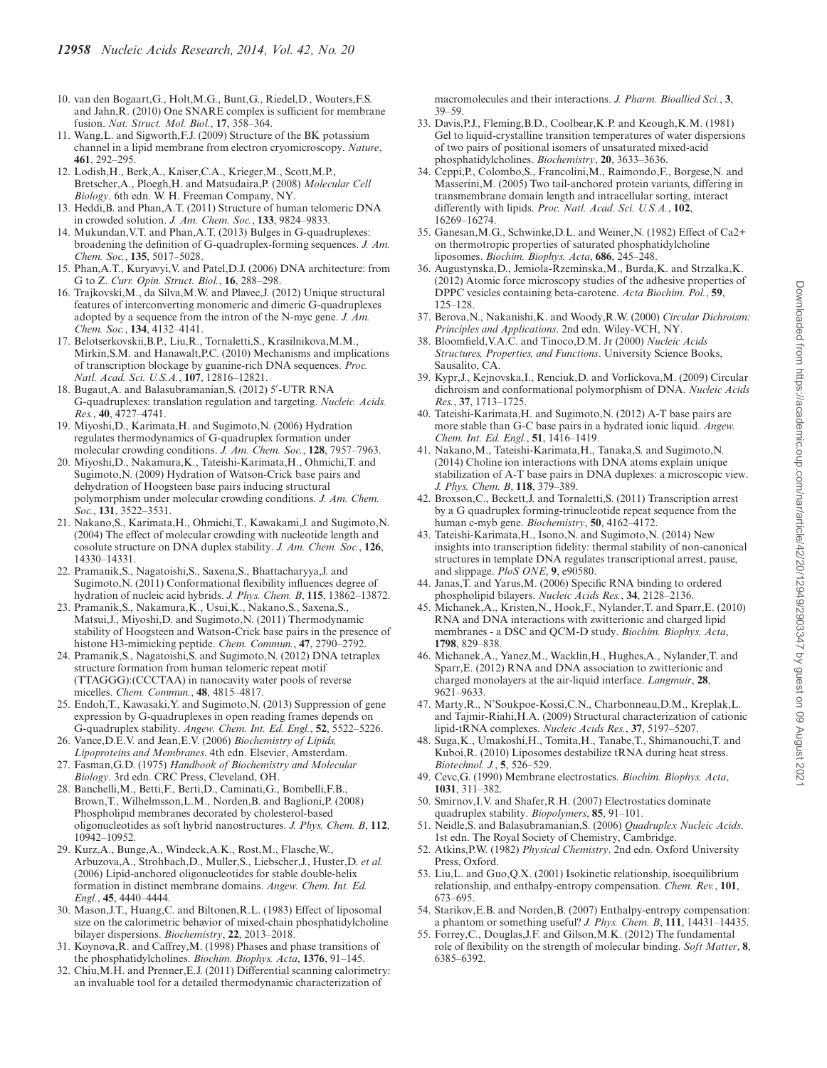10. van den Bogaart,G., Holt,M.G., Bunt,G., Riedel,D., Wouters,F.S. and Jahn,R. (2010) One SNARE complex is sufficient for membrane fusion. *Nat. Struct. Mol. Biol.*, **17**, 358–364.
11. Wang,L. and Sigworth,F.J. (2009) Structure of the BK potassium channel in a lipid membrane from electron cryomicroscopy. *Nature*, **461**, 292–295.
12. Lodish,H., Berk,A., Kaiser,C.A., Krieger,M., Scott,M.P., Bretscher,A., Ploegh,H. and Matsudaira,P. (2008) *Molecular Cell Biology*. 6th edn. W. H. Freeman Company, NY.
13. Heddi,B. and Phan,A.T. (2011) Structure of human telomeric DNA in crowded solution. *J. Am. Chem. Soc.*, **133**, 9824–9833.
14. Mukundan,V.T. and Phan,A.T. (2013) Bulges in G-quadruplexes: broadening the definition of G-quadruplex-forming sequences. *J. Am. Chem. Soc.*, **135**, 5017–5028.
15. Phan,A.T., Kuryavyi,V. and Patel,D.J. (2006) DNA architecture: from G to Z. *Curr. Opin. Struct. Biol.*, **16**, 288–298.
16. Trajkovski,M., da Silva,M.W. and Plavec,J. (2012) Unique structural features of interconverting monomeric and dimeric G-quadruplexes adopted by a sequence from the intron of the N-myc gene. *J. Am. Chem. Soc.*, **134**, 4132–4141.
17. Belotserkovskii,B.P., Liu,R., Tornaletti,S., Krasilnikova,M.M., Mirkin,S.M. and Hanawalt,P.C. (2010) Mechanisms and implications of transcription blockage by guanine-rich DNA sequences. *Proc. Natl. Acad. Sci. U.S.A.*, **107**, 12816–12821.
18. Bugaut,A. and Balasubramanian,S. (2012) 5′-UTR RNA G-quadruplexes: translation regulation and targeting. *Nucleic. Acids. Res.*, **40**, 4727–4741.
19. Miyoshi,D., Karimata,H. and Sugimoto,N. (2006) Hydration regulates thermodynamics of G-quadruplex formation under molecular crowding conditions. *J. Am. Chem. Soc.*, **128**, 7957–7963.
20. Miyoshi,D., Nakamura,K., Tateishi-Karimata,H., Ohmichi,T. and Sugimoto,N. (2009) Hydration of Watson-Crick base pairs and dehydration of Hoogsteen base pairs inducing structural polymorphism under molecular crowding conditions. *J. Am. Chem. Soc.*, **131**, 3522–3531.
21. Nakano,S., Karimata,H., Ohmichi,T., Kawakami,J. and Sugimoto,N. (2004) The effect of molecular crowding with nucleotide length and cosolute structure on DNA duplex stability. *J. Am. Chem. Soc.*, **126**, 14330–14331.
22. Pramanik,S., Nagatoishi,S., Saxena,S., Bhattacharyya,J. and Sugimoto,N. (2011) Conformational flexibility influences degree of hydration of nucleic acid hybrids. *J. Phys. Chem. B*, **115**, 13862–13872.
23. Pramanik,S., Nakamura,K., Usui,K., Nakano,S., Saxena,S., Matsui,J., Miyoshi,D. and Sugimoto,N. (2011) Thermodynamic stability of Hoogsteen and Watson-Crick base pairs in the presence of histone H3-mimicking peptide. *Chem. Commun.*, **47**, 2790–2792.
24. Pramanik,S., Nagatoishi,S. and Sugimoto,N. (2012) DNA tetraplex structure formation from human telomeric repeat motif (TTAGGG):(CCCTAA) in nanocavity water pools of reverse micelles. *Chem. Commun.*, **48**, 4815–4817.
25. Endoh,T., Kawasaki,Y. and Sugimoto,N. (2013) Suppression of gene expression by G-quadruplexes in open reading frames depends on G-quadruplex stability. *Angew. Chem. Int. Ed. Engl.*, **52**, 5522–5226.
26. Vance,D.E.V. and Jean,E.V. (2006) *Biochemistry of Lipids, Lipoproteins and Membranes*. 4th edn. Elsevier, Amsterdam.
27. Fasman,G.D. (1975) *Handbook of Biochemistry and Molecular Biology*. 3rd edn. CRC Press, Cleveland, OH.
28. Banchelli,M., Betti,F., Berti,D., Caminati,G., Bombelli,F.B., Brown,T., Wilhelmsson,L.M., Norden,B. and Baglioni,P. (2008) Phospholipid membranes decorated by cholesterol-based oligonucleotides as soft hybrid nanostructures. *J. Phys. Chem. B*, **112**, 10942–10952.
29. Kurz,A., Bunge,A., Windeck,A.K., Rost,M., Flasche,W., Arbuzova,A., Strohbach,D., Muller,S., Liebscher,J., Huster,D. *et al.* (2006) Lipid-anchored oligonucleotides for stable double-helix formation in distinct membrane domains. *Angew. Chem. Int. Ed. Engl.*, **45**, 4440–4444.
30. Mason,J.T., Huang,C. and Biltonen,R.L. (1983) Effect of liposomal size on the calorimetric behavior of mixed-chain phosphatidylcholine bilayer dispersions. *Biochemistry*, **22**, 2013–2018.
31. Koynova,R. and Caffrey,M. (1998) Phases and phase transitions of the phosphatidylcholines. *Biochim. Biophys. Acta*, **1376**, 91–145.
32. Chiu,M.H. and Prenner,E.J. (2011) Differential scanning calorimetry: an invaluable tool for a detailed thermodynamic characterization of macromolecules and their interactions. *J. Pharm. Bioallied Sci.*, **3**, 39–59.
33. Davis,P.J., Fleming,B.D., Coolbear,K.P. and Keough,K.M. (1981) Gel to liquid-crystalline transition temperatures of water dispersions of two pairs of positional isomers of unsaturated mixed-acid phosphatidylcholines. *Biochemistry*, **20**, 3633–3636.
34. Ceppi,P., Colombo,S., Francolini,M., Raimondo,F., Borgese,N. and Masserini,M. (2005) Two tail-anchored protein variants, differing in transmembrane domain length and intracellular sorting, interact differently with lipids. *Proc. Natl. Acad. Sci. U.S.A.*, **102**, 16269–16274.
35. Ganesan,M.G., Schwinke,D.L. and Weiner,N. (1982) Effect of Ca2+ on thermotropic properties of saturated phosphatidylcholine liposomes. *Biochim. Biophys. Acta*, **686**, 245–248.
36. Augustynska,D., Jemiola-Rzeminska,M., Burda,K. and Strzalka,K. (2012) Atomic force microscopy studies of the adhesive properties of DPPC vesicles containing beta-carotene. *Acta Biochim. Pol.*, **59**, 125–128.
37. Berova,N., Nakanishi,K. and Woody,R.W. (2000) *Circular Dichroism: Principles and Applications*. 2nd edn. Wiley-VCH, NY.
38. Bloomfield,V.A.C. and Tinoco,D.M. Jr (2000) *Nucleic Acids Structures, Properties, and Functions*. University Science Books, Sausalito, CA.
39. Kypr,J., Kejnovska,I., Renciuk,D. and Vorlickova,M. (2009) Circular dichroism and conformational polymorphism of DNA. *Nucleic Acids Res.*, **37**, 1713–1725.
40. Tateishi-Karimata,H. and Sugimoto,N. (2012) A-T base pairs are more stable than G-C base pairs in a hydrated ionic liquid. *Angew. Chem. Int. Ed. Engl.*, **51**, 1416–1419.
41. Nakano,M., Tateishi-Karimata,H., Tanaka,S. and Sugimoto,N. (2014) Choline ion interactions with DNA atoms explain unique stabilization of A-T base pairs in DNA duplexes: a microscopic view. *J. Phys. Chem. B*, **118**, 379–389.
42. Broxson,C., Beckett,J. and Tornaletti,S. (2011) Transcription arrest by a G quadruplex forming-trinucleotide repeat sequence from the human c-myb gene. *Biochemistry*, **50**, 4162–4172.
43. Tateishi-Karimata,H., Isono,N. and Sugimoto,N. (2014) New insights into transcription fidelity: thermal stability of non-canonical structures in template DNA regulates transcriptional arrest, pause, and slippage. *PloS ONE*, **9**, e90580.
44. Janas,T. and Yarus,M. (2006) Specific RNA binding to ordered phospholipid bilayers. *Nucleic Acids Res.*, **34**, 2128–2136.
45. Michanek,A., Kristen,N., Hook,F., Nylander,T. and Sparr,E. (2010) RNA and DNA interactions with zwitterionic and charged lipid membranes - a DSC and QCM-D study. *Biochim. Biophys. Acta*, **1798**, 829–838.
46. Michanek,A., Yanez,M., Wacklin,H., Hughes,A., Nylander,T. and Sparr,E. (2012) RNA and DNA association to zwitterionic and charged monolayers at the air-liquid interface. *Langmuir*, **28**, 9621–9633.
47. Marty,R., N'Soukpoe-Kossi,C.N., Charbonneau,D.M., Kreplak,L. and Tajmir-Riahi,H.A. (2009) Structural characterization of cationic lipid-tRNA complexes. *Nucleic Acids Res.*, **37**, 5197–5207.
48. Suga,K., Umakoshi,H., Tomita,H., Tanabe,T., Shimanouchi,T. and Kuboi,R. (2010) Liposomes destabilize tRNA during heat stress. *Biotechnol. J.*, **5**, 526–529.
49. Cevc,G. (1990) Membrane electrostatics. *Biochim. Biophys. Acta*, **1031**, 311–382.
50. Smirnov,I.V. and Shafer,R.H. (2007) Electrostatics dominate quadruplex stability. *Biopolymers*, **85**, 91–101.
51. Neidle,S. and Balasubramanian,S. (2006) *Quadruplex Nucleic Acids*. 1st edn. The Royal Society of Chemistry, Cambridge.
52. Atkins,P.W. (1982) *Physical Chemistry*. 2nd edn. Oxford University Press, Oxford.
53. Liu,L. and Guo,Q.X. (2001) Isokinetic relationship, isoequilibrium relationship, and enthalpy-entropy compensation. *Chem. Rev.*, **101**, 673–695.
54. Starikov,E.B. and Norden,B. (2007) Enthalpy-entropy compensation: a phantom or something useful? *J. Phys. Chem. B*, **111**, 14431–14435.
55. Forrey,C., Douglas,J.F. and Gilson,M.K. (2012) The fundamental role of flexibility on the strength of molecular binding. *Soft Matter*, **8**, 6385–6392.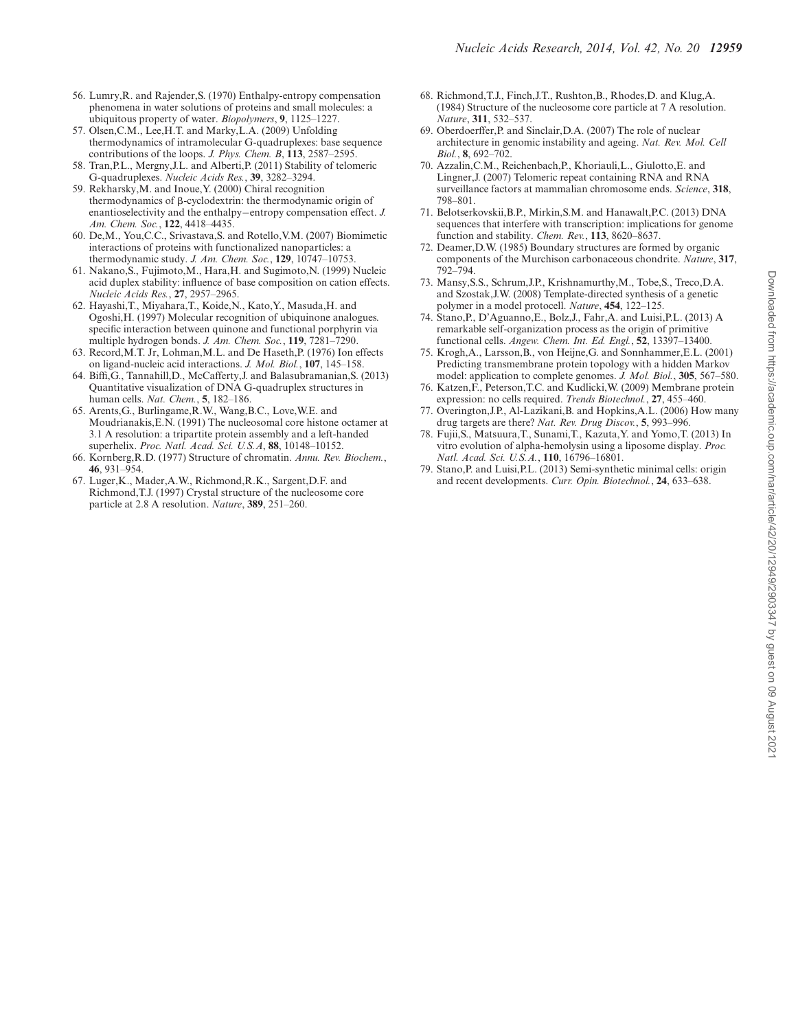56. Lumry,R. and Rajender,S. (1970) Enthalpy-entropy compensation phenomena in water solutions of proteins and small molecules: a ubiquitous property of water. *Biopolymers*, **9**, 1125–1227.
57. Olsen,C.M., Lee,H.T. and Marky,L.A. (2009) Unfolding thermodynamics of intramolecular G-quadruplexes: base sequence contributions of the loops. *J. Phys. Chem. B*, **113**, 2587–2595.
58. Tran,P.L., Mergny,J.L. and Alberti,P. (2011) Stability of telomeric G-quadruplexes. *Nucleic Acids Res.*, **39**, 3282–3294.
59. Rekharsky,M. and Inoue,Y. (2000) Chiral recognition thermodynamics of β-cyclodextrin: the thermodynamic origin of enantioselectivity and the enthalpy−entropy compensation effect. *J. Am. Chem. Soc.*, **122**, 4418–4435.
60. De,M., You,C.C., Srivastava,S. and Rotello,V.M. (2007) Biomimetic interactions of proteins with functionalized nanoparticles: a thermodynamic study. *J. Am. Chem. Soc.*, **129**, 10747–10753.
61. Nakano,S., Fujimoto,M., Hara,H. and Sugimoto,N. (1999) Nucleic acid duplex stability: influence of base composition on cation effects. *Nucleic Acids Res.*, **27**, 2957–2965.
62. Hayashi,T., Miyahara,T., Koide,N., Kato,Y., Masuda,H. and Ogoshi,H. (1997) Molecular recognition of ubiquinone analogues. specific interaction between quinone and functional porphyrin via multiple hydrogen bonds. *J. Am. Chem. Soc.*, **119**, 7281–7290.
63. Record,M.T. Jr, Lohman,M.L. and De Haseth,P. (1976) Ion effects on ligand-nucleic acid interactions. *J. Mol. Biol.*, **107**, 145–158.
64. Biffi,G., Tannahill,D., McCafferty,J. and Balasubramanian,S. (2013) Quantitative visualization of DNA G-quadruplex structures in human cells. *Nat. Chem.*, **5**, 182–186.
65. Arents,G., Burlingame,R.W., Wang,B.C., Love,W.E. and Moudrianakis,E.N. (1991) The nucleosomal core histone octamer at 3.1 A resolution: a tripartite protein assembly and a left-handed superhelix. *Proc. Natl. Acad. Sci. U.S.A*, **88**, 10148–10152.
66. Kornberg,R.D. (1977) Structure of chromatin. *Annu. Rev. Biochem.*, **46**, 931–954.
67. Luger,K., Mader,A.W., Richmond,R.K., Sargent,D.F. and Richmond,T.J. (1997) Crystal structure of the nucleosome core particle at 2.8 A resolution. *Nature*, **389**, 251–260.
68. Richmond,T.J., Finch,J.T., Rushton,B., Rhodes,D. and Klug,A. (1984) Structure of the nucleosome core particle at 7 A resolution. *Nature*, **311**, 532–537.
69. Oberdoerffer,P. and Sinclair,D.A. (2007) The role of nuclear architecture in genomic instability and ageing. *Nat. Rev. Mol. Cell Biol.*, **8**, 692–702.
70. Azzalin,C.M., Reichenbach,P., Khoriauli,L., Giulotto,E. and Lingner,J. (2007) Telomeric repeat containing RNA and RNA surveillance factors at mammalian chromosome ends. *Science*, **318**, 798–801.
71. Belotserkovskii,B.P., Mirkin,S.M. and Hanawalt,P.C. (2013) DNA sequences that interfere with transcription: implications for genome function and stability. *Chem. Rev.*, **113**, 8620–8637.
72. Deamer,D.W. (1985) Boundary structures are formed by organic components of the Murchison carbonaceous chondrite. *Nature*, **317**, 792–794.
73. Mansy,S.S., Schrum,J.P., Krishnamurthy,M., Tobe,S., Treco,D.A. and Szostak,J.W. (2008) Template-directed synthesis of a genetic polymer in a model protocell. *Nature*, **454**, 122–125.
74. Stano,P., D'Aguanno,E., Bolz,J., Fahr,A. and Luisi,P.L. (2013) A remarkable self-organization process as the origin of primitive functional cells. *Angew. Chem. Int. Ed. Engl.*, **52**, 13397–13400.
75. Krogh,A., Larsson,B., von Heijne,G. and Sonnhammer,E.L. (2001) Predicting transmembrane protein topology with a hidden Markov model: application to complete genomes. *J. Mol. Biol.*, **305**, 567–580.
76. Katzen,F., Peterson,T.C. and Kudlicki,W. (2009) Membrane protein expression: no cells required. *Trends Biotechnol.*, **27**, 455–460.
77. Overington,J.P., Al-Lazikani,B. and Hopkins,A.L. (2006) How many drug targets are there? *Nat. Rev. Drug Discov.*, **5**, 993–996.
78. Fujii,S., Matsuura,T., Sunami,T., Kazuta,Y. and Yomo,T. (2013) In vitro evolution of alpha-hemolysin using a liposome display. *Proc. Natl. Acad. Sci. U.S.A.*, **110**, 16796–16801.
79. Stano,P. and Luisi,P.L. (2013) Semi-synthetic minimal cells: origin and recent developments. *Curr. Opin. Biotechnol.*, **24**, 633–638.